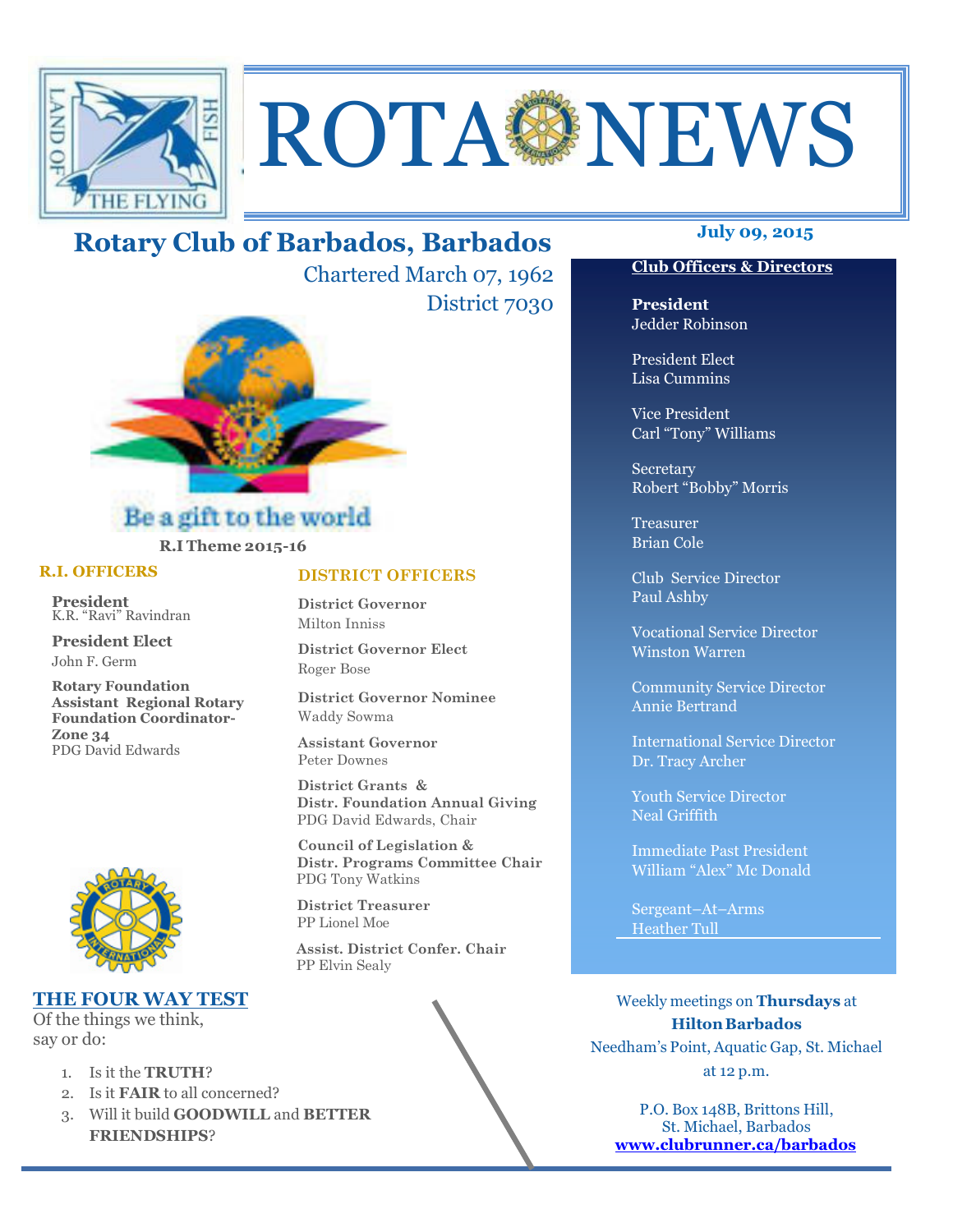# ROTA NEWS

## Rotary Club of Barbados, Barbados

Chartered March 07, 1962
District 7030

July 09, 2015

Be a gift to the world

**R.I Theme 2015-16**

### R.I. OFFICERS

**President**
K.R. "Ravi" Ravindran

**President Elect**
John F. Germ

**Rotary Foundation Assistant Regional Rotary Foundation Coordinator-Zone 34**
PDG David Edwards

### DISTRICT OFFICERS

**District Governor**
Milton Inniss

**District Governor Elect**
Roger Bose

**District Governor Nominee**
Waddy Sowma

**Assistant Governor**
Peter Downes

**District Grants & Distr. Foundation Annual Giving**
PDG David Edwards, Chair

**Council of Legislation & Distr. Programs Committee Chair**
PDG Tony Watkins

**District Treasurer**
PP Lionel Moe

**Assist. District Confer. Chair**
PP Elvin Sealy

### Club Officers & Directors

**President**
Jedder Robinson

President Elect
Lisa Cummins

Vice President
Carl "Tony" Williams

Secretary
Robert "Bobby" Morris

Treasurer
Brian Cole

Club Service Director
Paul Ashby

Vocational Service Director
Winston Warren

Community Service Director
Annie Bertrand

International Service Director
Dr. Tracy Archer

Youth Service Director
Neal Griffith

Immediate Past President
William "Alex" Mc Donald

Sergeant–At–Arms
Heather Tull

### THE FOUR WAY TEST

Of the things we think, say or do:

1. Is it the **TRUTH**?
2. Is it **FAIR** to all concerned?
3. Will it build **GOODWILL** and **BETTER FRIENDSHIPS**?

Weekly meetings on **Thursdays** at **Hilton Barbados**
Needham's Point, Aquatic Gap, St. Michael at 12 p.m.

P.O. Box 148B, Brittons Hill,
St. Michael, Barbados
**www.clubrunner.ca/barbados**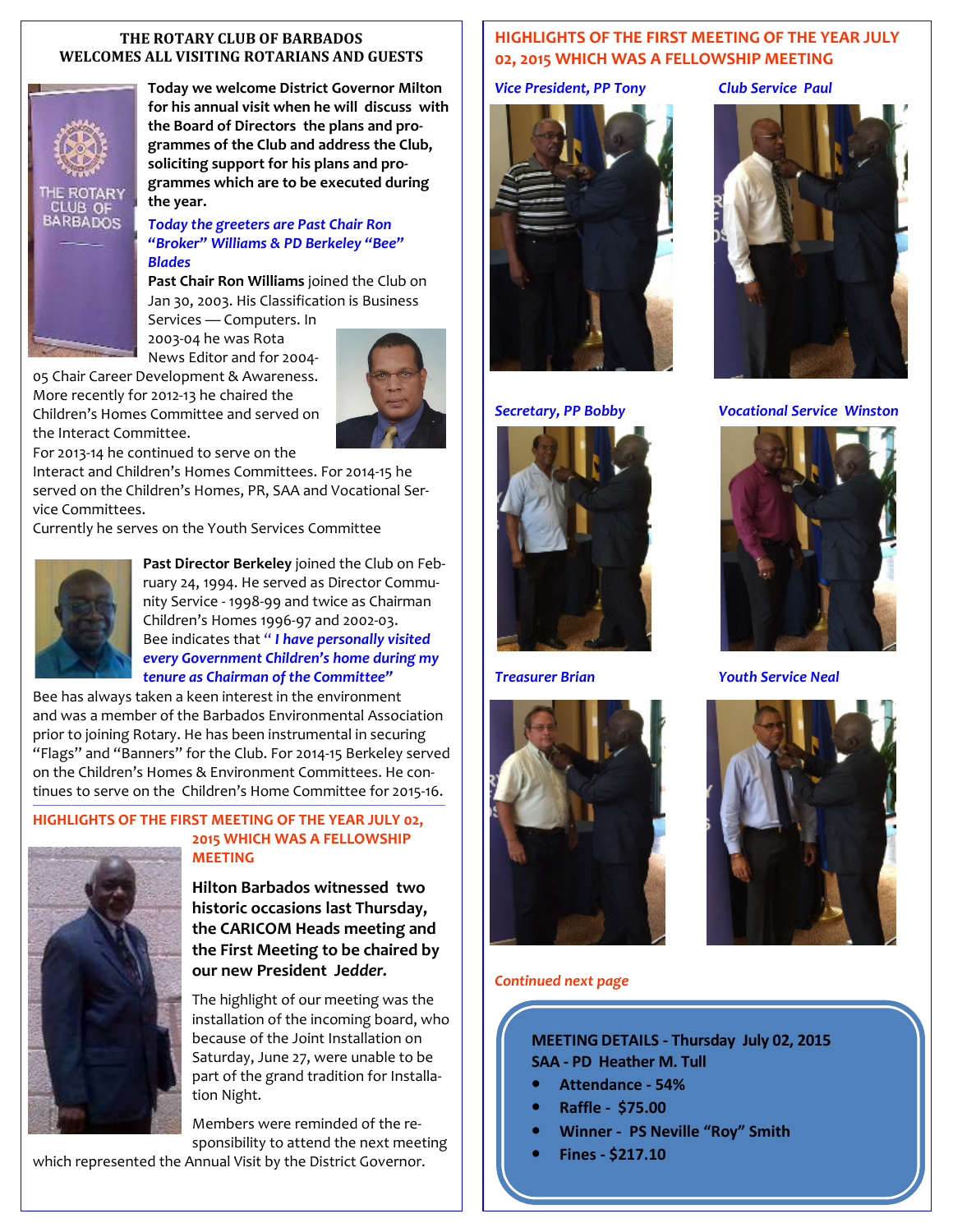## THE ROTARY CLUB OF BARBADOS WELCOMES ALL VISITING ROTARIANS AND GUESTS

**Today we welcome District Governor Milton for his annual visit when he will discuss with the Board of Directors the plans and programmes of the Club and address the Club, soliciting support for his plans and programmes which are to be executed during the year.**

***Today the greeters are Past Chair Ron "Broker" Williams & PD Berkeley "Bee" Blades***

**Past Chair Ron Williams** joined the Club on Jan 30, 2003. His Classification is Business Services — Computers. In 2003-04 he was Rota News Editor and for 2004-05 Chair Career Development & Awareness. More recently for 2012-13 he chaired the Children's Homes Committee and served on the Interact Committee.

For 2013-14 he continued to serve on the Interact and Children's Homes Committees. For 2014-15 he served on the Children's Homes, PR, SAA and Vocational Service Committees.

Currently he serves on the Youth Services Committee

**Past Director Berkeley** joined the Club on February 24, 1994. He served as Director Community Service - 1998-99 and twice as Chairman Children's Homes 1996-97 and 2002-03. Bee indicates that ***" I have personally visited every Government Children's home during my tenure as Chairman of the Committee"***

Bee has always taken a keen interest in the environment and was a member of the Barbados Environmental Association prior to joining Rotary. He has been instrumental in securing "Flags" and "Banners" for the Club. For 2014-15 Berkeley served on the Children's Homes & Environment Committees. He continues to serve on the Children's Home Committee for 2015-16.

## HIGHLIGHTS OF THE FIRST MEETING OF THE YEAR JULY 02, 2015 WHICH WAS A FELLOWSHIP MEETING

**Hilton Barbados witnessed two historic occasions last Thursday, the CARICOM Heads meeting and the First Meeting to be chaired by our new President *Jedder.***

The highlight of our meeting was the installation of the incoming board, who because of the Joint Installation on Saturday, June 27, were unable to be part of the grand tradition for Installation Night.

Members were reminded of the responsibility to attend the next meeting which represented the Annual Visit by the District Governor.

## HIGHLIGHTS OF THE FIRST MEETING OF THE YEAR JULY 02, 2015 WHICH WAS A FELLOWSHIP MEETING

*Vice President, PP Tony*

*Club Service Paul*

*Secretary, PP Bobby*

*Vocational Service Winston*

*Treasurer Brian*

*Youth Service Neal*

*Continued next page*

**MEETING DETAILS - Thursday July 02, 2015**
**SAA - PD Heather M. Tull**

- **Attendance - 54%**
- **Raffle - $75.00**
- **Winner - PS Neville "Roy" Smith**
- **Fines - $217.10**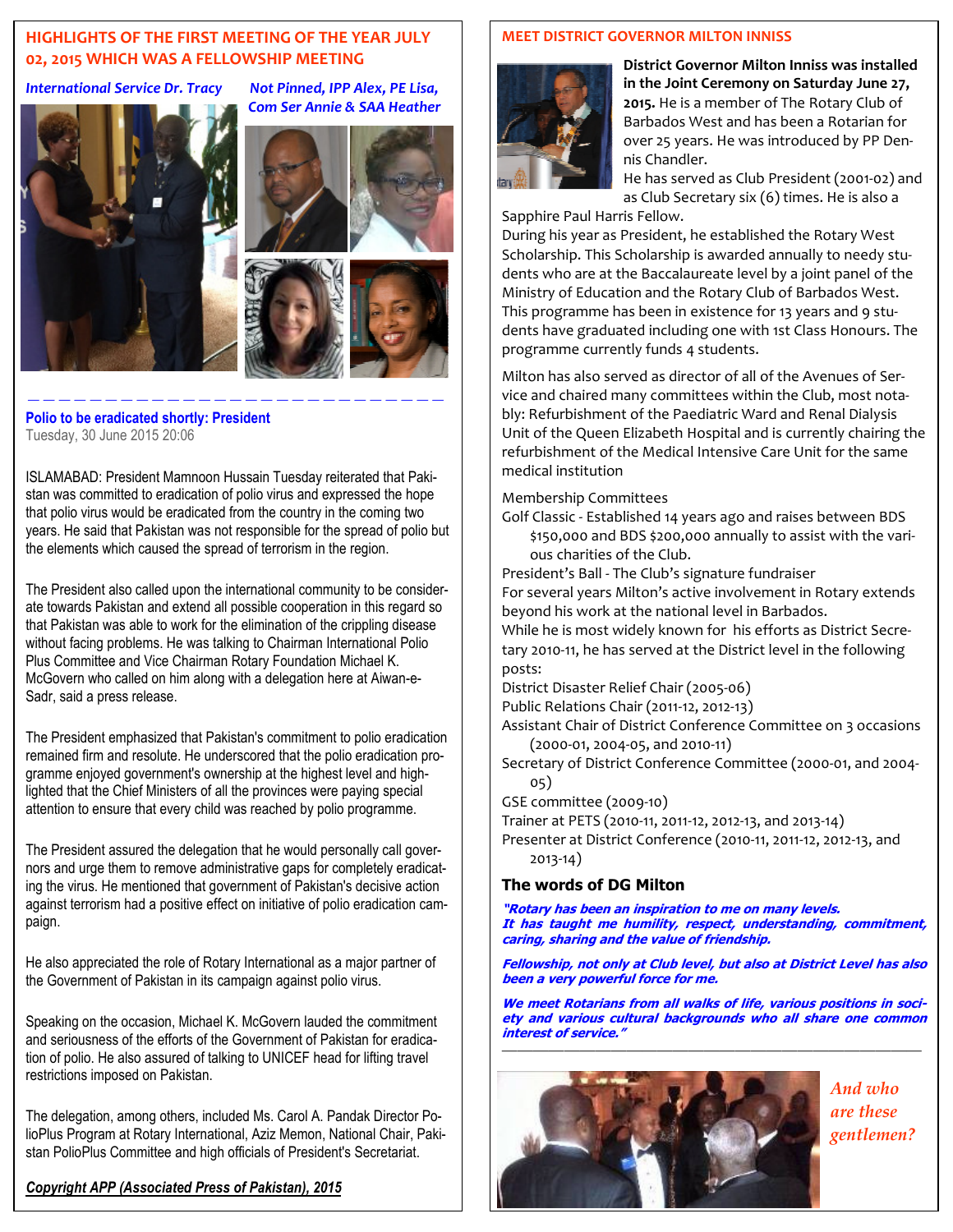## HIGHLIGHTS OF THE FIRST MEETING OF THE YEAR JULY 02, 2015 WHICH WAS A FELLOWSHIP MEETING

*International Service Dr. Tracy*

*Not Pinned, IPP Alex, PE Lisa, Com Ser Annie & SAA Heather*

---

**Polio to be eradicated shortly: President**

Tuesday, 30 June 2015 20:06

ISLAMABAD: President Mamnoon Hussain Tuesday reiterated that Pakistan was committed to eradication of polio virus and expressed the hope that polio virus would be eradicated from the country in the coming two years. He said that Pakistan was not responsible for the spread of polio but the elements which caused the spread of terrorism in the region.

The President also called upon the international community to be considerate towards Pakistan and extend all possible cooperation in this regard so that Pakistan was able to work for the elimination of the crippling disease without facing problems. He was talking to Chairman International Polio Plus Committee and Vice Chairman Rotary Foundation Michael K. McGovern who called on him along with a delegation here at Aiwan-e-Sadr, said a press release.

The President emphasized that Pakistan's commitment to polio eradication remained firm and resolute. He underscored that the polio eradication programme enjoyed government's ownership at the highest level and highlighted that the Chief Ministers of all the provinces were paying special attention to ensure that every child was reached by polio programme.

The President assured the delegation that he would personally call governors and urge them to remove administrative gaps for completely eradicating the virus. He mentioned that government of Pakistan's decisive action against terrorism had a positive effect on initiative of polio eradication campaign.

He also appreciated the role of Rotary International as a major partner of the Government of Pakistan in its campaign against polio virus.

Speaking on the occasion, Michael K. McGovern lauded the commitment and seriousness of the efforts of the Government of Pakistan for eradication of polio. He also assured of talking to UNICEF head for lifting travel restrictions imposed on Pakistan.

The delegation, among others, included Ms. Carol A. Pandak Director PolioPlus Program at Rotary International, Aziz Memon, National Chair, Pakistan PolioPlus Committee and high officials of President's Secretariat.

***Copyright APP (Associated Press of Pakistan), 2015***

## MEET DISTRICT GOVERNOR MILTON INNISS

**District Governor Milton Inniss was installed in the Joint Ceremony on Saturday June 27, 2015.** He is a member of The Rotary Club of Barbados West and has been a Rotarian for over 25 years. He was introduced by PP Dennis Chandler.

He has served as Club President (2001-02) and as Club Secretary six (6) times. He is also a Sapphire Paul Harris Fellow.

During his year as President, he established the Rotary West Scholarship. This Scholarship is awarded annually to needy students who are at the Baccalaureate level by a joint panel of the Ministry of Education and the Rotary Club of Barbados West. This programme has been in existence for 13 years and 9 students have graduated including one with 1st Class Honours. The programme currently funds 4 students.

Milton has also served as director of all of the Avenues of Service and chaired many committees within the Club, most notably: Refurbishment of the Paediatric Ward and Renal Dialysis Unit of the Queen Elizabeth Hospital and is currently chairing the refurbishment of the Medical Intensive Care Unit for the same medical institution

Membership Committees

Golf Classic - Established 14 years ago and raises between BDS $150,000 and BDS $200,000 annually to assist with the various charities of the Club.

President's Ball - The Club's signature fundraiser

For several years Milton's active involvement in Rotary extends beyond his work at the national level in Barbados.

While he is most widely known for his efforts as District Secretary 2010-11, he has served at the District level in the following posts:

District Disaster Relief Chair (2005-06)

Public Relations Chair (2011-12, 2012-13)

Assistant Chair of District Conference Committee on 3 occasions (2000-01, 2004-05, and 2010-11)

Secretary of District Conference Committee (2000-01, and 2004-05)

GSE committee (2009-10)

Trainer at PETS (2010-11, 2011-12, 2012-13, and 2013-14)

Presenter at District Conference (2010-11, 2011-12, 2012-13, and 2013-14)

### The words of DG Milton

***"Rotary has been an inspiration to me on many levels. It has taught me humility, respect, understanding, commitment, caring, sharing and the value of friendship.***

***Fellowship, not only at Club level, but also at District Level has also been a very powerful force for me.***

***We meet Rotarians from all walks of life, various positions in society and various cultural backgrounds who all share one common interest of service."***

---

*And who are these gentlemen?*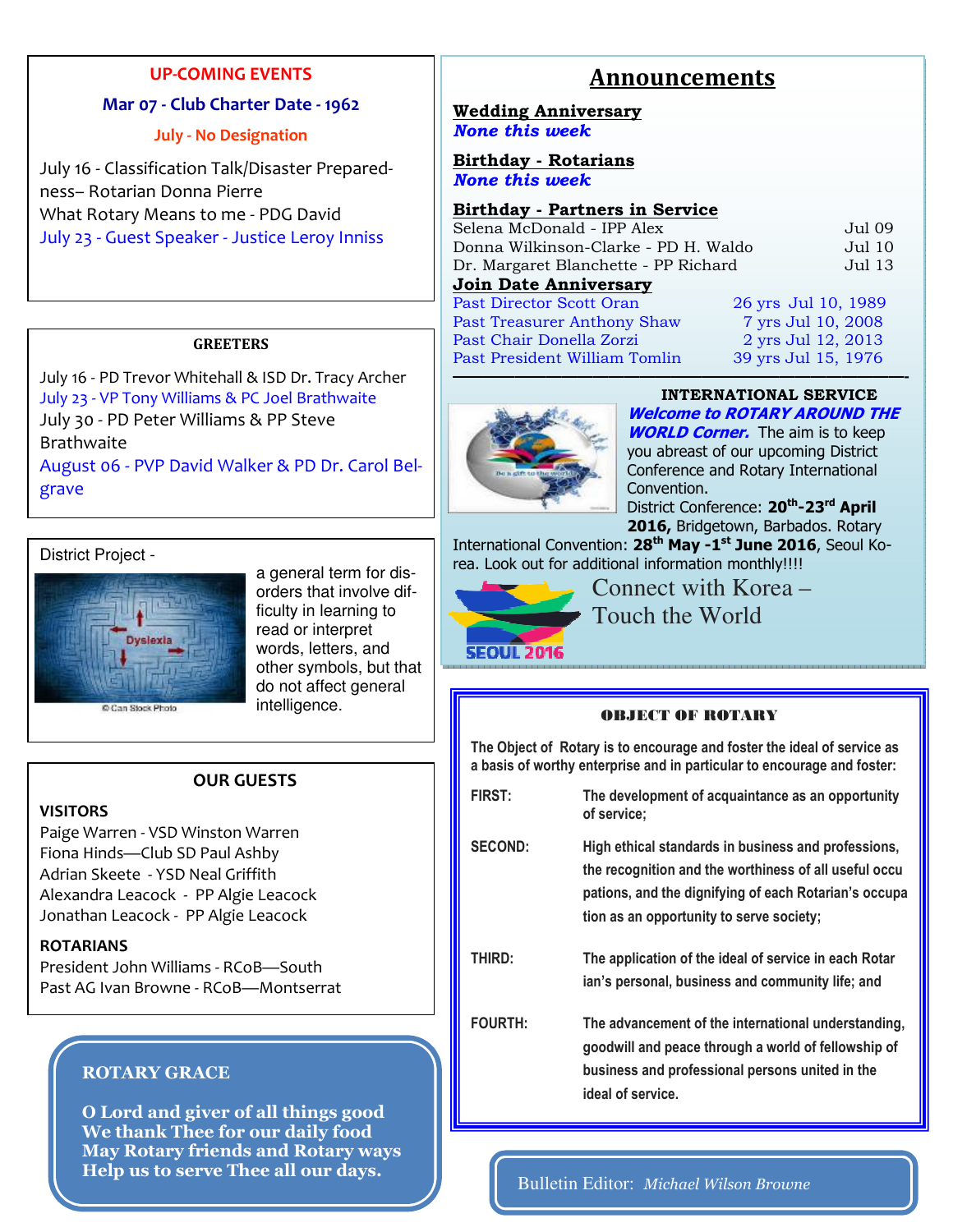## UP-COMING EVENTS

**Mar 07 - Club Charter Date - 1962**

**July - No Designation**

July 16 - Classification Talk/Disaster Preparedness– Rotarian Donna Pierre
What Rotary Means to me - PDG David
July 23 - Guest Speaker - Justice Leroy Inniss

## GREETERS

July 16 - PD Trevor Whitehall & ISD Dr. Tracy Archer
July 23 - VP Tony Williams & PC Joel Brathwaite
July 30 - PD Peter Williams & PP Steve Brathwaite
August 06 - PVP David Walker & PD Dr. Carol Belgrave

## District Project -

Dyslexia

a general term for disorders that involve difficulty in learning to read or interpret words, letters, and other symbols, but that do not affect general intelligence.

© Can Stock Photo

## OUR GUESTS

**VISITORS**

Paige Warren - VSD Winston Warren
Fiona Hinds—Club SD Paul Ashby
Adrian Skeete - YSD Neal Griffith
Alexandra Leacock - PP Algie Leacock
Jonathan Leacock - PP Algie Leacock

**ROTARIANS**

President John Williams - RCoB—South
Past AG Ivan Browne - RCoB—Montserrat

**ROTARY GRACE**

**O Lord and giver of all things good
We thank Thee for our daily food
May Rotary friends and Rotary ways
Help us to serve Thee all our days.**

# Announcements

**Wedding Anniversary**
***None this week***

**Birthday - Rotarians**
***None this week***

**Birthday - Partners in Service**

| | |
|---|---|
| Selena McDonald - IPP Alex | Jul 09 |
| Donna Wilkinson-Clarke - PD H. Waldo | Jul 10 |
| Dr. Margaret Blanchette - PP Richard | Jul 13 |

**Join Date Anniversary**

| | |
|---|---|
| Past Director Scott Oran | 26 yrs Jul 10, 1989 |
| Past Treasurer Anthony Shaw | 7 yrs Jul 10, 2008 |
| Past Chair Donella Zorzi | 2 yrs Jul 12, 2013 |
| Past President William Tomlin | 39 yrs Jul 15, 1976 |

**INTERNATIONAL SERVICE**

***Welcome to ROTARY AROUND THE WORLD Corner.*** The aim is to keep you abreast of our upcoming District Conference and Rotary International Convention.
District Conference: **20th-23rd April 2016,** Bridgetown, Barbados. Rotary International Convention: **28th May -1st June 2016**, Seoul Korea. Look out for additional information monthly!!!!

Connect with Korea – Touch the World

SEOUL 2016

## OBJECT OF ROTARY

**The Object of Rotary is to encourage and foster the ideal of service as a basis of worthy enterprise and in particular to encourage and foster:**

**FIRST:** **The development of acquaintance as an opportunity of service;**

**SECOND:** **High ethical standards in business and professions, the recognition and the worthiness of all useful occupations, and the dignifying of each Rotarian's occupation as an opportunity to serve society;**

**THIRD:** **The application of the ideal of service in each Rotarian's personal, business and community life; and**

**FOURTH:** **The advancement of the international understanding, goodwill and peace through a world of fellowship of business and professional persons united in the ideal of service.**

Bulletin Editor: *Michael Wilson Browne*